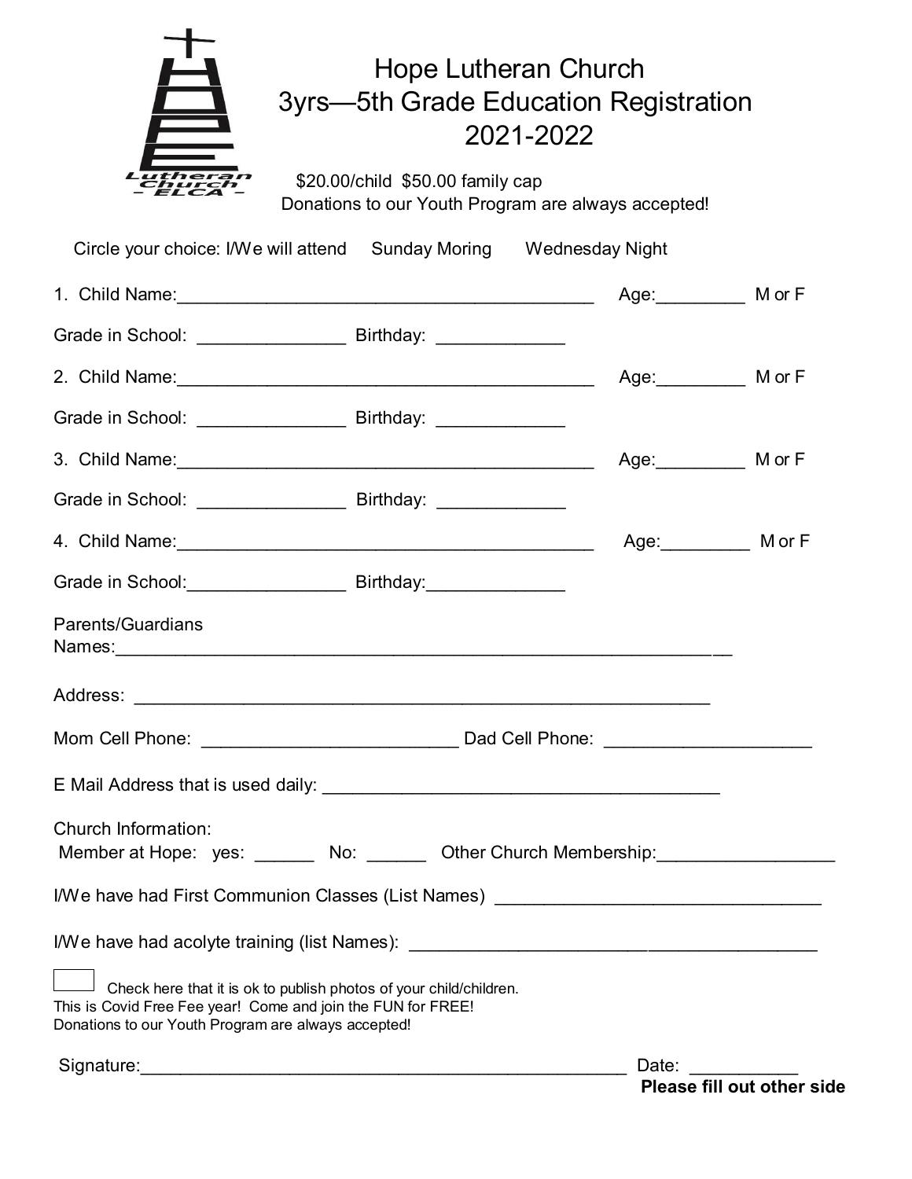# Hope Lutheran Church
# 3yrs—5th Grade Education Registration
# 2021-2022

HOPE Lutheran Church - ELCA -

$20.00/child $50.00 family cap
Donations to our Youth Program are always accepted!

Circle your choice: I/We will attend Sunday Moring Wednesday Night

1. Child Name:__________________________________________ Age:_________ M or F

Grade in School: _______________ Birthday: _____________

2. Child Name:__________________________________________ Age:_________ M or F

Grade in School: _______________ Birthday: _____________

3. Child Name:__________________________________________ Age:_________ M or F

Grade in School: _______________ Birthday: _____________

4. Child Name:__________________________________________ Age:_________ M or F

Grade in School:________________ Birthday:______________

Parents/Guardians
Names:______________________________________________________________

Address: __________________________________________________________

Mom Cell Phone: __________________________ Dad Cell Phone: _____________________

E Mail Address that is used daily: __________________________________________

Church Information:
Member at Hope: yes: ______ No: ______ Other Church Membership:__________________

I/We have had First Communion Classes (List Names) _________________________________

I/We have had acolyte training (list Names): __________________________________________

☐ Check here that it is ok to publish photos of your child/children.
This is Covid Free Fee year! Come and join the FUN for FREE!
Donations to our Youth Program are always accepted!

Signature:__________________________________________________ Date: ___________

**Please fill out other side**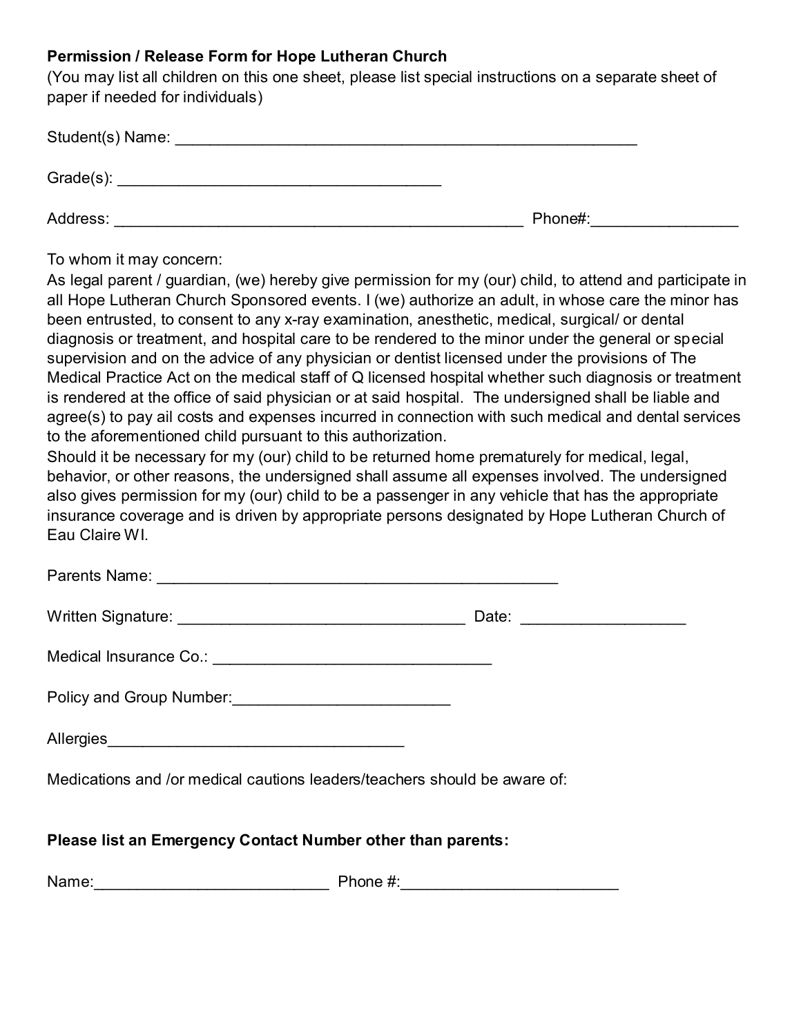**Permission / Release Form for Hope Lutheran Church**
(You may list all children on this one sheet, please list special instructions on a separate sheet of paper if needed for individuals)

Student(s) Name: _______________________________________________________

Grade(s): ______________________________________

Address: ________________________________________________ Phone#:________________

To whom it may concern:
As legal parent / guardian, (we) hereby give permission for my (our) child, to attend and participate in all Hope Lutheran Church Sponsored events. I (we) authorize an adult, in whose care the minor has been entrusted, to consent to any x-ray examination, anesthetic, medical, surgical/ or dental diagnosis or treatment, and hospital care to be rendered to the minor under the general or special supervision and on the advice of any physician or dentist licensed under the provisions of The Medical Practice Act on the medical staff of Q licensed hospital whether such diagnosis or treatment is rendered at the office of said physician or at said hospital. The undersigned shall be liable and agree(s) to pay ail costs and expenses incurred in connection with such medical and dental services to the aforementioned child pursuant to this authorization.
Should it be necessary for my (our) child to be returned home prematurely for medical, legal, behavior, or other reasons, the undersigned shall assume all expenses involved. The undersigned also gives permission for my (our) child to be a passenger in any vehicle that has the appropriate insurance coverage and is driven by appropriate persons designated by Hope Lutheran Church of Eau Claire WI.

Parents Name: _______________________________________________

Written Signature: __________________________________ Date: ___________________

Medical Insurance Co.: _________________________________

Policy and Group Number:_________________________

Allergies___________________________________

Medications and /or medical cautions leaders/teachers should be aware of:

**Please list an Emergency Contact Number other than parents:**

Name:___________________________ Phone #:_________________________